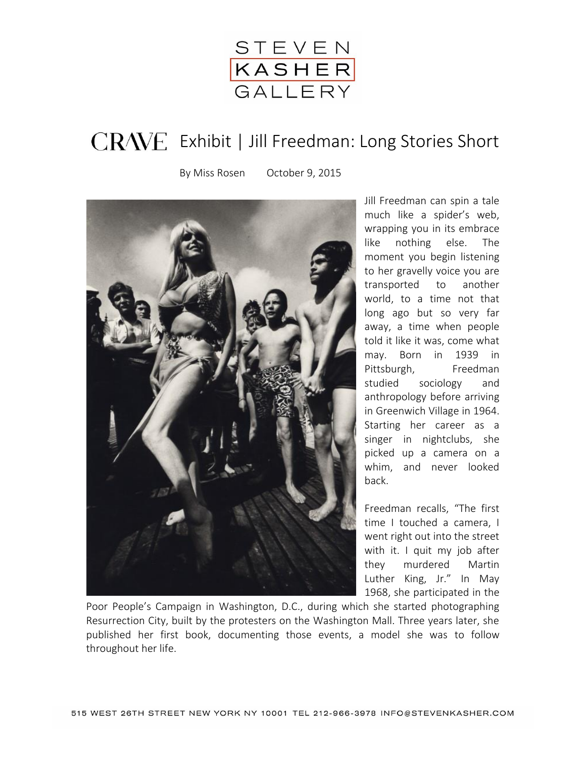STEVEN KASHER GALLERY

# CRAVE Exhibit | Jill Freedman: Long Stories Short

By Miss Rosen    October 9, 2015

Jill Freedman can spin a tale much like a spider's web, wrapping you in its embrace like nothing else. The moment you begin listening to her gravelly voice you are transported to another world, to a time not that long ago but so very far away, a time when people told it like it was, come what may. Born in 1939 in Pittsburgh, Freedman studied sociology and anthropology before arriving in Greenwich Village in 1964. Starting her career as a singer in nightclubs, she picked up a camera on a whim, and never looked back.

Freedman recalls, "The first time I touched a camera, I went right out into the street with it. I quit my job after they murdered Martin Luther King, Jr." In May 1968, she participated in the Poor People's Campaign in Washington, D.C., during which she started photographing Resurrection City, built by the protesters on the Washington Mall. Three years later, she published her first book, documenting those events, a model she was to follow throughout her life.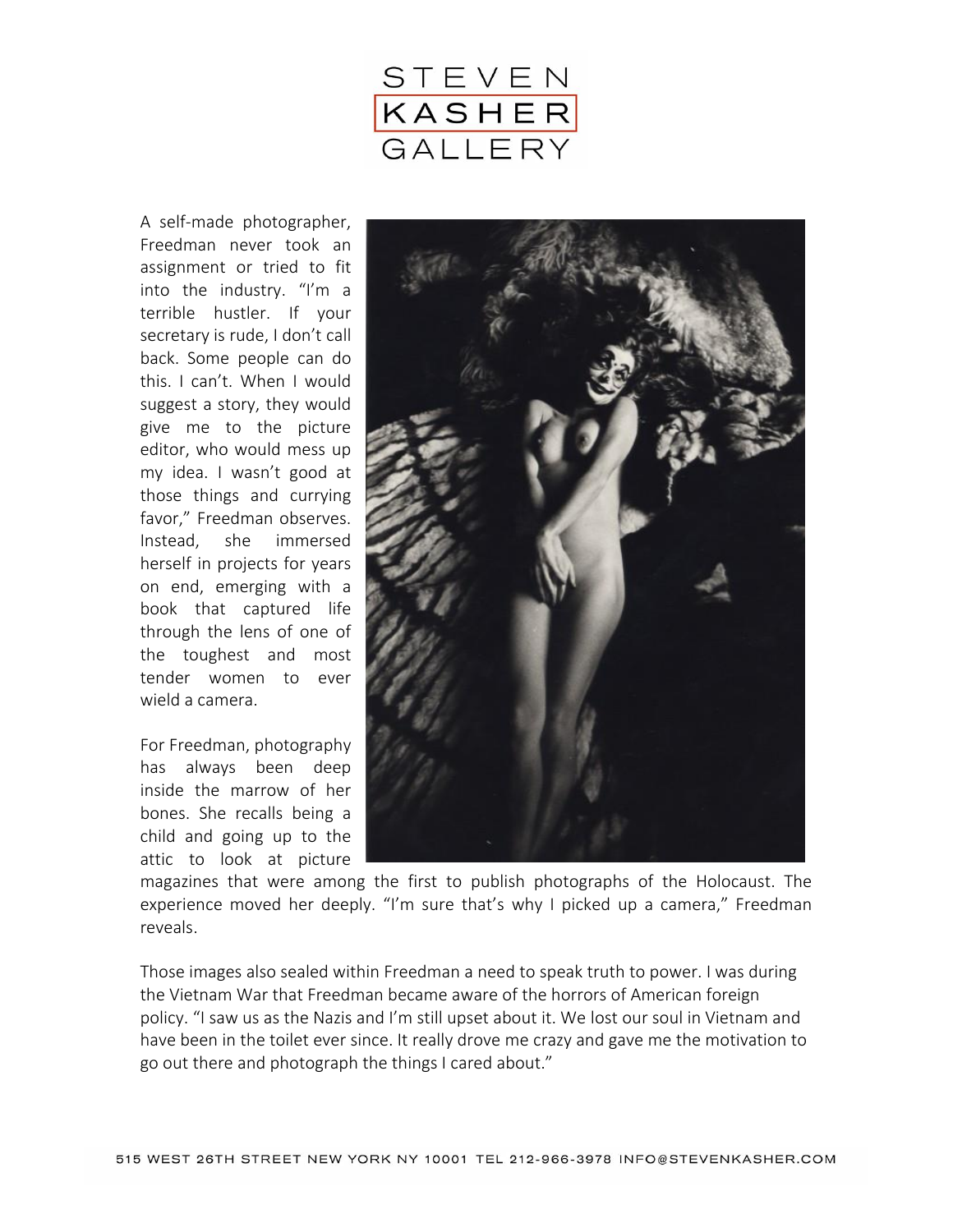A self-made photographer, Freedman never took an assignment or tried to fit into the industry. "I'm a terrible hustler. If your secretary is rude, I don't call back. Some people can do this. I can't. When I would suggest a story, they would give me to the picture editor, who would mess up my idea. I wasn't good at those things and currying favor," Freedman observes. Instead, she immersed herself in projects for years on end, emerging with a book that captured life through the lens of one of the toughest and most tender women to ever wield a camera.

For Freedman, photography has always been deep inside the marrow of her bones. She recalls being a child and going up to the attic to look at picture magazines that were among the first to publish photographs of the Holocaust. The experience moved her deeply. "I'm sure that's why I picked up a camera," Freedman reveals.

Those images also sealed within Freedman a need to speak truth to power. I was during the Vietnam War that Freedman became aware of the horrors of American foreign policy. "I saw us as the Nazis and I'm still upset about it. We lost our soul in Vietnam and have been in the toilet ever since. It really drove me crazy and gave me the motivation to go out there and photograph the things I cared about."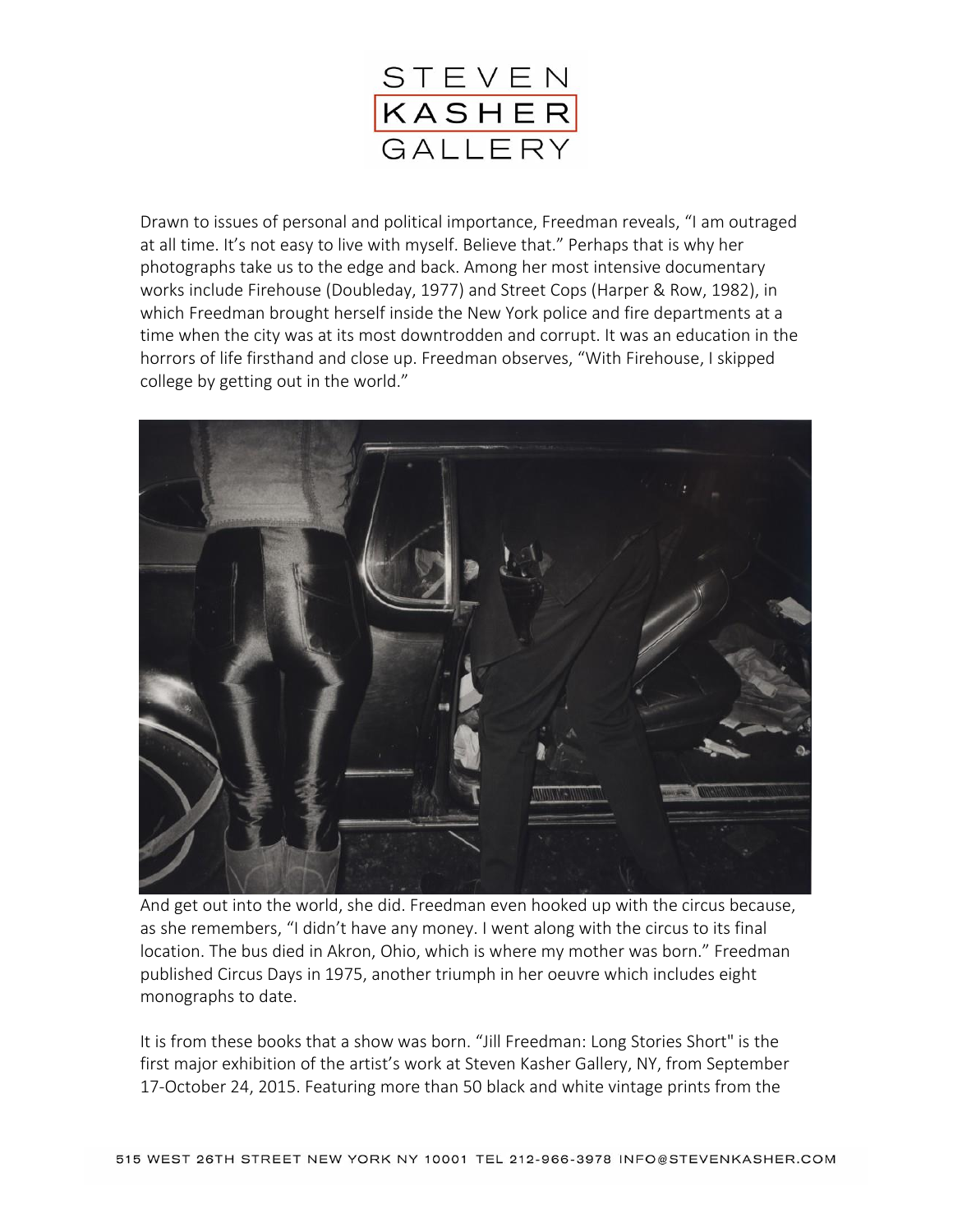Drawn to issues of personal and political importance, Freedman reveals, "I am outraged at all time. It's not easy to live with myself. Believe that." Perhaps that is why her photographs take us to the edge and back. Among her most intensive documentary works include Firehouse (Doubleday, 1977) and Street Cops (Harper & Row, 1982), in which Freedman brought herself inside the New York police and fire departments at a time when the city was at its most downtrodden and corrupt. It was an education in the horrors of life firsthand and close up. Freedman observes, "With Firehouse, I skipped college by getting out in the world."

And get out into the world, she did. Freedman even hooked up with the circus because, as she remembers, "I didn't have any money. I went along with the circus to its final location. The bus died in Akron, Ohio, which is where my mother was born." Freedman published Circus Days in 1975, another triumph in her oeuvre which includes eight monographs to date.

It is from these books that a show was born. "Jill Freedman: Long Stories Short" is the first major exhibition of the artist's work at Steven Kasher Gallery, NY, from September 17-October 24, 2015. Featuring more than 50 black and white vintage prints from the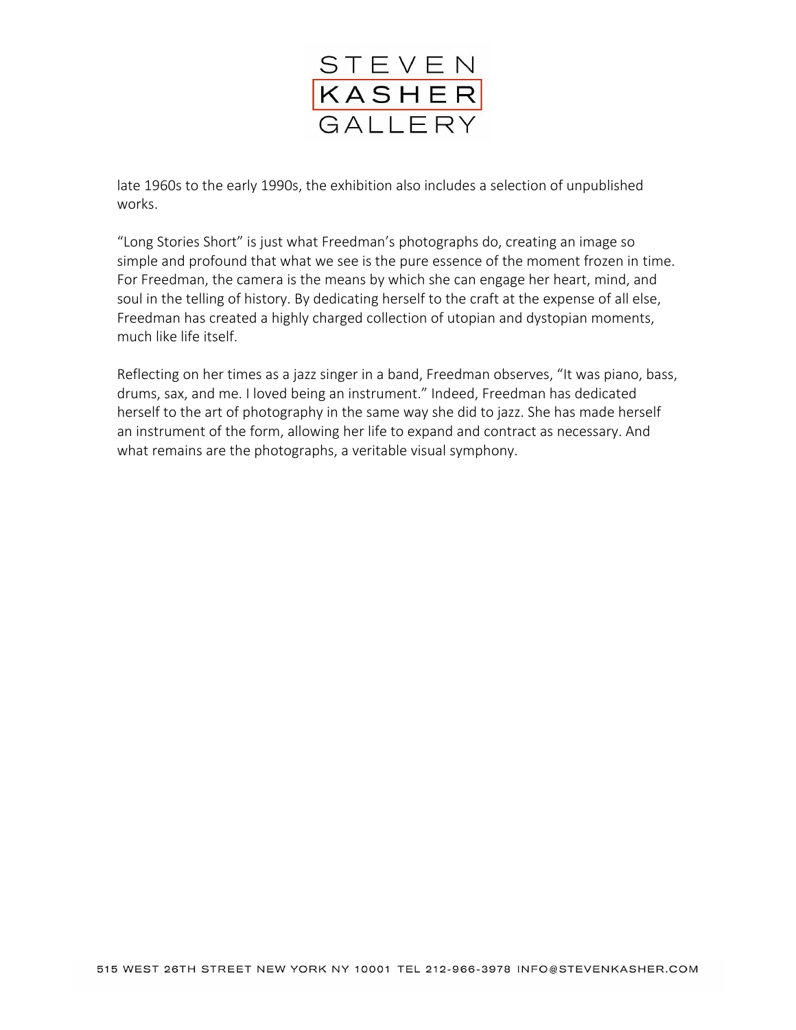late 1960s to the early 1990s, the exhibition also includes a selection of unpublished works.

“Long Stories Short” is just what Freedman’s photographs do, creating an image so simple and profound that what we see is the pure essence of the moment frozen in time. For Freedman, the camera is the means by which she can engage her heart, mind, and soul in the telling of history. By dedicating herself to the craft at the expense of all else, Freedman has created a highly charged collection of utopian and dystopian moments, much like life itself.

Reflecting on her times as a jazz singer in a band, Freedman observes, “It was piano, bass, drums, sax, and me. I loved being an instrument.” Indeed, Freedman has dedicated herself to the art of photography in the same way she did to jazz. She has made herself an instrument of the form, allowing her life to expand and contract as necessary. And what remains are the photographs, a veritable visual symphony.